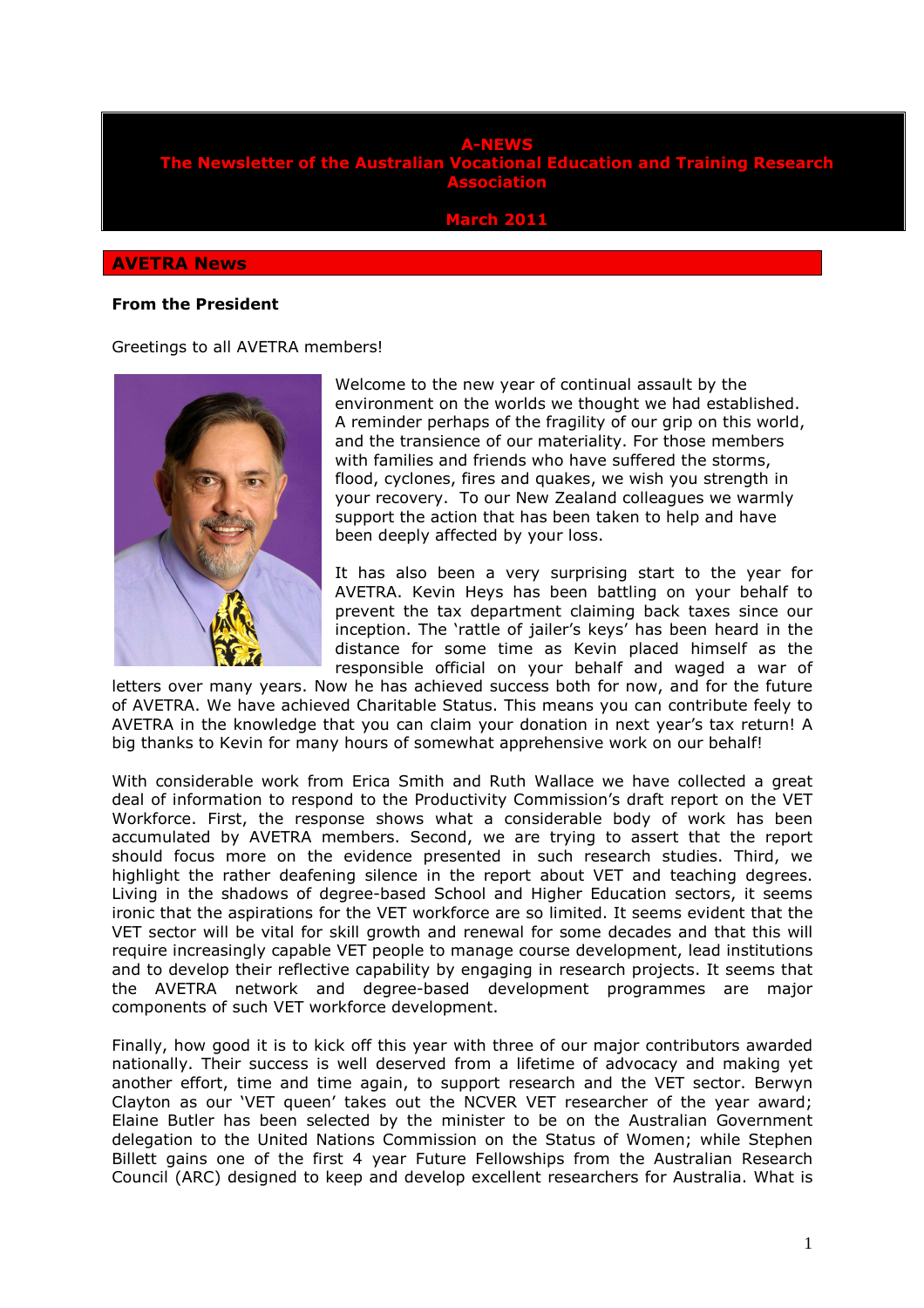# A-NEWS
# The Newsletter of the Australian Vocational Education and Training Research Association

**March 2011**

## AVETRA News

### From the President

Greetings to all AVETRA members!

Welcome to the new year of continual assault by the environment on the worlds we thought we had established. A reminder perhaps of the fragility of our grip on this world, and the transience of our materiality. For those members with families and friends who have suffered the storms, flood, cyclones, fires and quakes, we wish you strength in your recovery. To our New Zealand colleagues we warmly support the action that has been taken to help and have been deeply affected by your loss.

It has also been a very surprising start to the year for AVETRA. Kevin Heys has been battling on your behalf to prevent the tax department claiming back taxes since our inception. The 'rattle of jailer's keys' has been heard in the distance for some time as Kevin placed himself as the responsible official on your behalf and waged a war of letters over many years. Now he has achieved success both for now, and for the future of AVETRA. We have achieved Charitable Status. This means you can contribute feely to AVETRA in the knowledge that you can claim your donation in next year's tax return! A big thanks to Kevin for many hours of somewhat apprehensive work on our behalf!

With considerable work from Erica Smith and Ruth Wallace we have collected a great deal of information to respond to the Productivity Commission's draft report on the VET Workforce. First, the response shows what a considerable body of work has been accumulated by AVETRA members. Second, we are trying to assert that the report should focus more on the evidence presented in such research studies. Third, we highlight the rather deafening silence in the report about VET and teaching degrees. Living in the shadows of degree-based School and Higher Education sectors, it seems ironic that the aspirations for the VET workforce are so limited. It seems evident that the VET sector will be vital for skill growth and renewal for some decades and that this will require increasingly capable VET people to manage course development, lead institutions and to develop their reflective capability by engaging in research projects. It seems that the AVETRA network and degree-based development programmes are major components of such VET workforce development.

Finally, how good it is to kick off this year with three of our major contributors awarded nationally. Their success is well deserved from a lifetime of advocacy and making yet another effort, time and time again, to support research and the VET sector. Berwyn Clayton as our 'VET queen' takes out the NCVER VET researcher of the year award; Elaine Butler has been selected by the minister to be on the Australian Government delegation to the United Nations Commission on the Status of Women; while Stephen Billett gains one of the first 4 year Future Fellowships from the Australian Research Council (ARC) designed to keep and develop excellent researchers for Australia. What is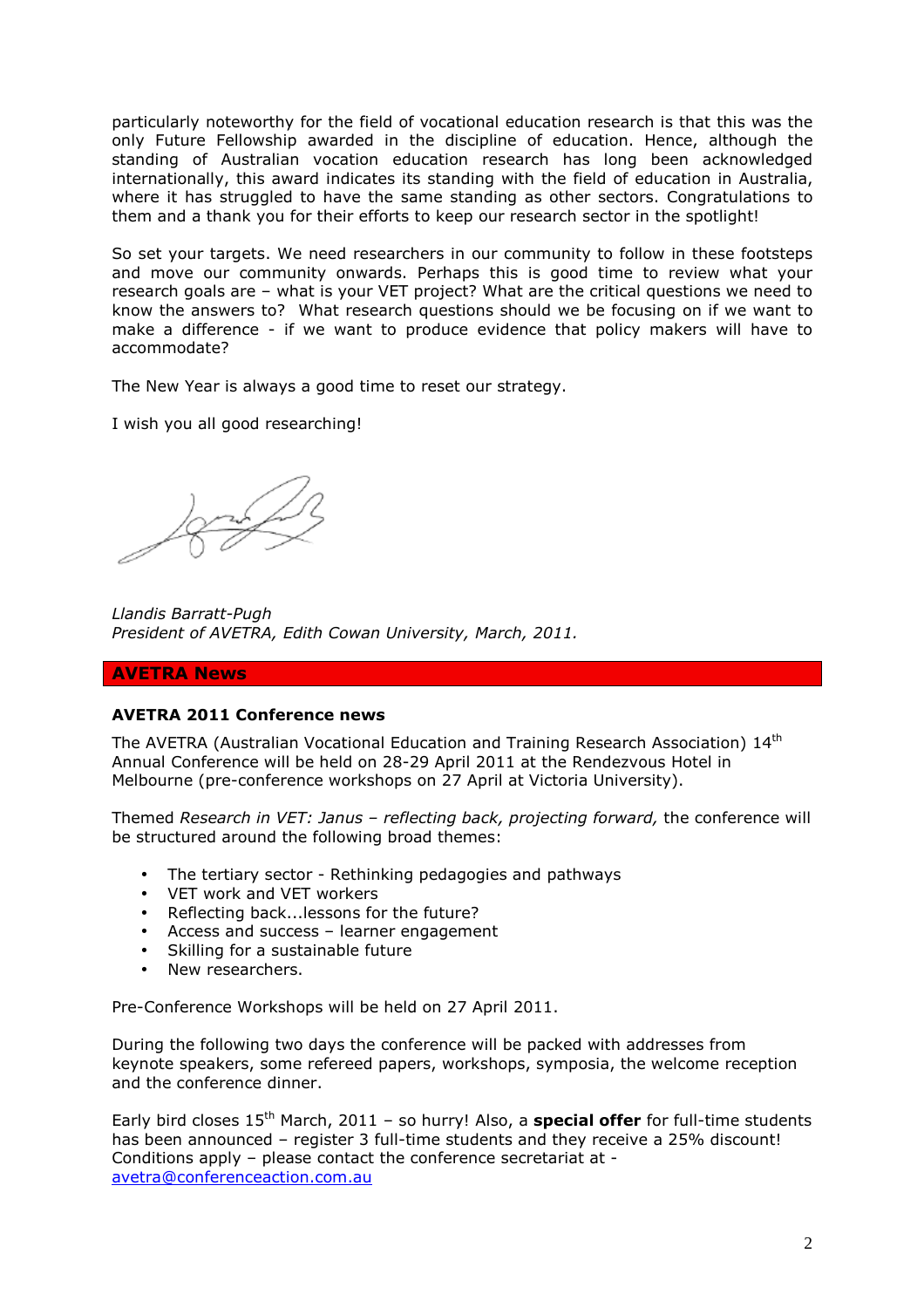particularly noteworthy for the field of vocational education research is that this was the only Future Fellowship awarded in the discipline of education. Hence, although the standing of Australian vocation education research has long been acknowledged internationally, this award indicates its standing with the field of education in Australia, where it has struggled to have the same standing as other sectors. Congratulations to them and a thank you for their efforts to keep our research sector in the spotlight!

So set your targets. We need researchers in our community to follow in these footsteps and move our community onwards. Perhaps this is good time to review what your research goals are – what is your VET project? What are the critical questions we need to know the answers to? What research questions should we be focusing on if we want to make a difference - if we want to produce evidence that policy makers will have to accommodate?

The New Year is always a good time to reset our strategy.

I wish you all good researching!

*Llandis Barratt-Pugh*
*President of AVETRA, Edith Cowan University, March, 2011.*

## AVETRA News

### AVETRA 2011 Conference news

The AVETRA (Australian Vocational Education and Training Research Association) 14th Annual Conference will be held on 28-29 April 2011 at the Rendezvous Hotel in Melbourne (pre-conference workshops on 27 April at Victoria University).

Themed *Research in VET: Janus – reflecting back, projecting forward,* the conference will be structured around the following broad themes:

- The tertiary sector - Rethinking pedagogies and pathways
- VET work and VET workers
- Reflecting back...lessons for the future?
- Access and success – learner engagement
- Skilling for a sustainable future
- New researchers.

Pre-Conference Workshops will be held on 27 April 2011.

During the following two days the conference will be packed with addresses from keynote speakers, some refereed papers, workshops, symposia, the welcome reception and the conference dinner.

Early bird closes 15th March, 2011 – so hurry! Also, a **special offer** for full-time students has been announced – register 3 full-time students and they receive a 25% discount! Conditions apply – please contact the conference secretariat at - avetra@conferenceaction.com.au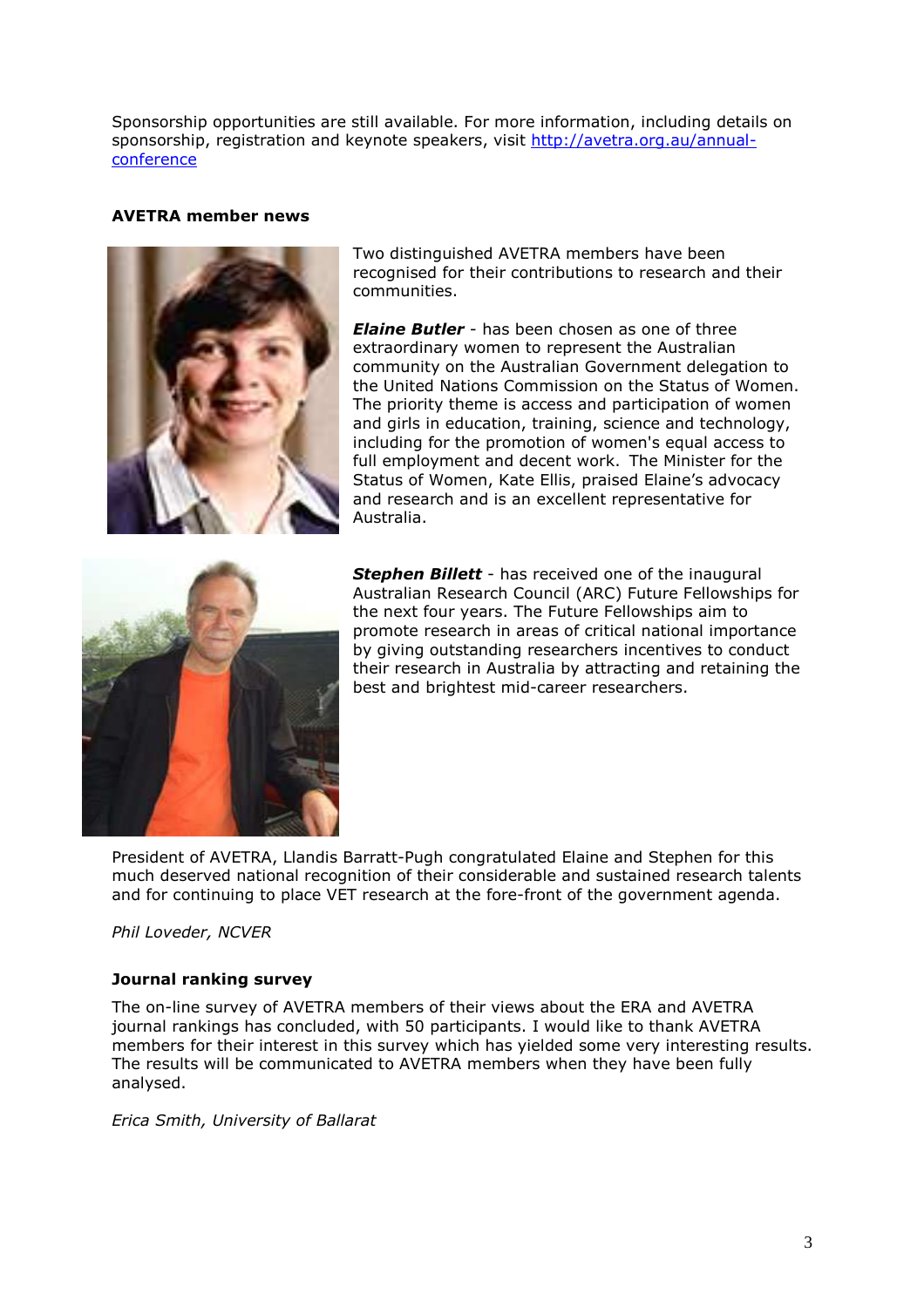Sponsorship opportunities are still available. For more information, including details on sponsorship, registration and keynote speakers, visit [http://avetra.org.au/annual-conference](http://avetra.org.au/annual-conference)

**AVETRA member news**

Two distinguished AVETRA members have been recognised for their contributions to research and their communities.

***Elaine Butler*** - has been chosen as one of three extraordinary women to represent the Australian community on the Australian Government delegation to the United Nations Commission on the Status of Women. The priority theme is access and participation of women and girls in education, training, science and technology, including for the promotion of women's equal access to full employment and decent work. The Minister for the Status of Women, Kate Ellis, praised Elaine's advocacy and research and is an excellent representative for Australia.

***Stephen Billett*** - has received one of the inaugural Australian Research Council (ARC) Future Fellowships for the next four years. The Future Fellowships aim to promote research in areas of critical national importance by giving outstanding researchers incentives to conduct their research in Australia by attracting and retaining the best and brightest mid-career researchers.

President of AVETRA, Llandis Barratt-Pugh congratulated Elaine and Stephen for this much deserved national recognition of their considerable and sustained research talents and for continuing to place VET research at the fore-front of the government agenda.

*Phil Loveder, NCVER*

**Journal ranking survey**

The on-line survey of AVETRA members of their views about the ERA and AVETRA journal rankings has concluded, with 50 participants. I would like to thank AVETRA members for their interest in this survey which has yielded some very interesting results. The results will be communicated to AVETRA members when they have been fully analysed.

*Erica Smith, University of Ballarat*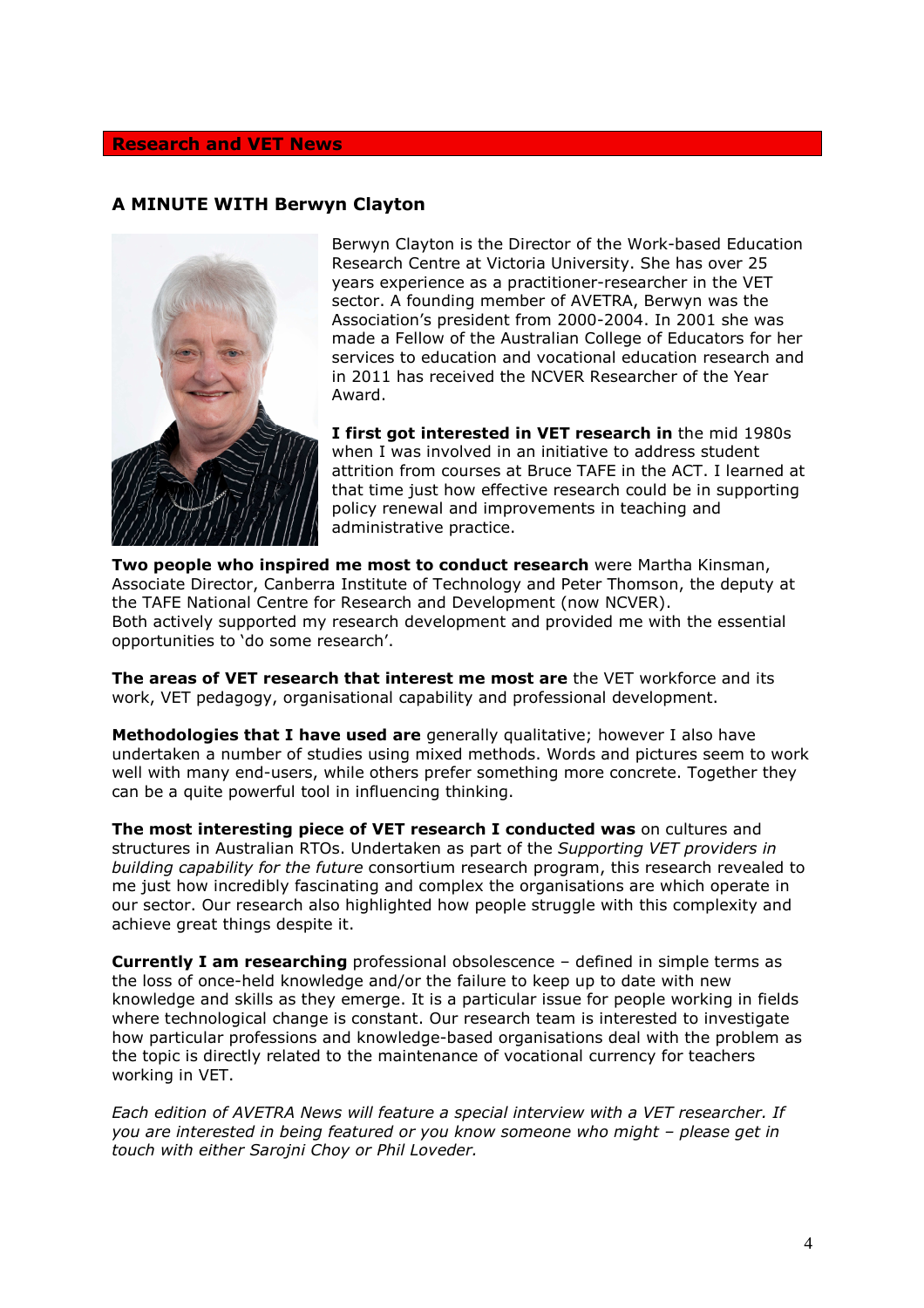## Research and VET News

### A MINUTE WITH Berwyn Clayton

Berwyn Clayton is the Director of the Work-based Education Research Centre at Victoria University. She has over 25 years experience as a practitioner-researcher in the VET sector. A founding member of AVETRA, Berwyn was the Association's president from 2000-2004. In 2001 she was made a Fellow of the Australian College of Educators for her services to education and vocational education research and in 2011 has received the NCVER Researcher of the Year Award.

**I first got interested in VET research in** the mid 1980s when I was involved in an initiative to address student attrition from courses at Bruce TAFE in the ACT. I learned at that time just how effective research could be in supporting policy renewal and improvements in teaching and administrative practice.

**Two people who inspired me most to conduct research** were Martha Kinsman, Associate Director, Canberra Institute of Technology and Peter Thomson, the deputy at the TAFE National Centre for Research and Development (now NCVER).
Both actively supported my research development and provided me with the essential opportunities to 'do some research'.

**The areas of VET research that interest me most are** the VET workforce and its work, VET pedagogy, organisational capability and professional development.

**Methodologies that I have used are** generally qualitative; however I also have undertaken a number of studies using mixed methods. Words and pictures seem to work well with many end-users, while others prefer something more concrete. Together they can be a quite powerful tool in influencing thinking.

**The most interesting piece of VET research I conducted was** on cultures and structures in Australian RTOs. Undertaken as part of the *Supporting VET providers in building capability for the future* consortium research program, this research revealed to me just how incredibly fascinating and complex the organisations are which operate in our sector. Our research also highlighted how people struggle with this complexity and achieve great things despite it.

**Currently I am researching** professional obsolescence – defined in simple terms as the loss of once-held knowledge and/or the failure to keep up to date with new knowledge and skills as they emerge. It is a particular issue for people working in fields where technological change is constant. Our research team is interested to investigate how particular professions and knowledge-based organisations deal with the problem as the topic is directly related to the maintenance of vocational currency for teachers working in VET.

*Each edition of AVETRA News will feature a special interview with a VET researcher. If you are interested in being featured or you know someone who might – please get in touch with either Sarojni Choy or Phil Loveder.*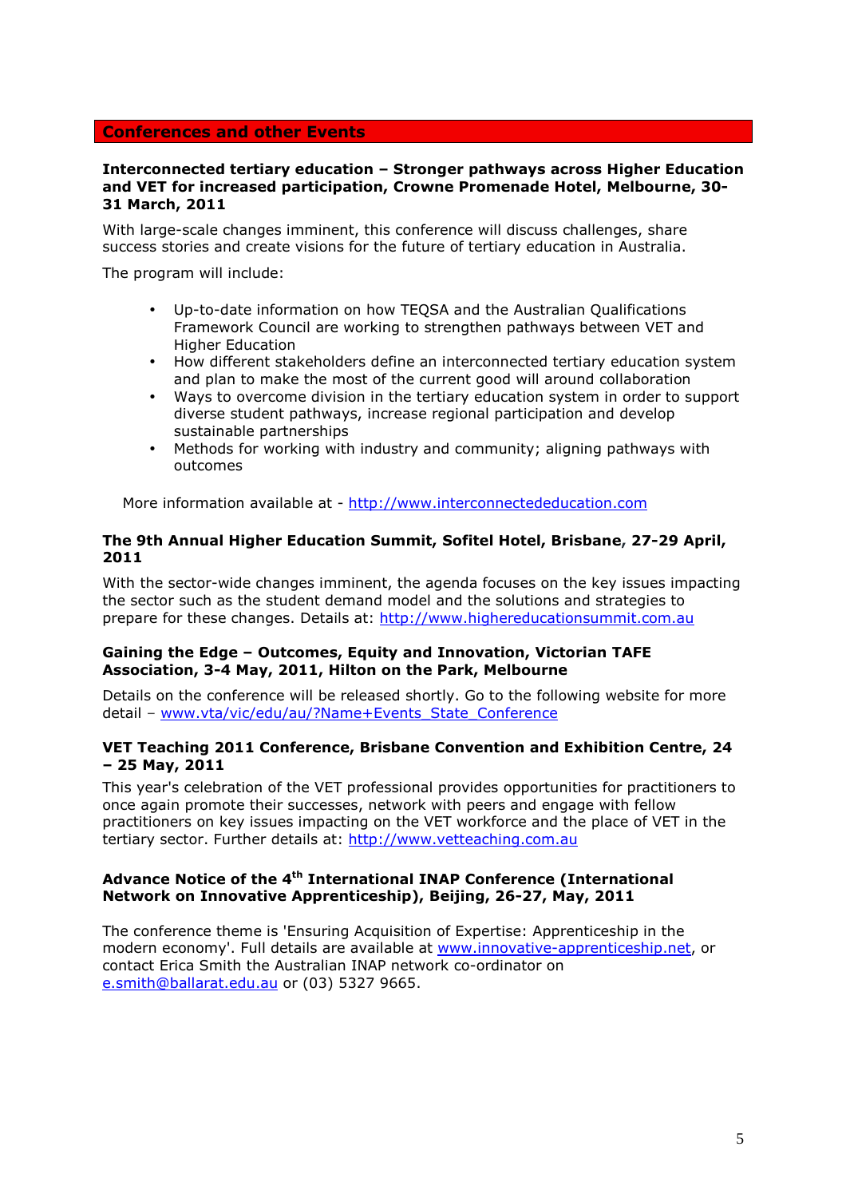## Conferences and other Events

**Interconnected tertiary education – Stronger pathways across Higher Education and VET for increased participation, Crowne Promenade Hotel, Melbourne, 30-31 March, 2011**

With large-scale changes imminent, this conference will discuss challenges, share success stories and create visions for the future of tertiary education in Australia.

The program will include:

- Up-to-date information on how TEQSA and the Australian Qualifications Framework Council are working to strengthen pathways between VET and Higher Education
- How different stakeholders define an interconnected tertiary education system and plan to make the most of the current good will around collaboration
- Ways to overcome division in the tertiary education system in order to support diverse student pathways, increase regional participation and develop sustainable partnerships
- Methods for working with industry and community; aligning pathways with outcomes

More information available at - http://www.interconnectededucation.com

**The 9th Annual Higher Education Summit, Sofitel Hotel, Brisbane, 27-29 April, 2011**

With the sector-wide changes imminent, the agenda focuses on the key issues impacting the sector such as the student demand model and the solutions and strategies to prepare for these changes. Details at: http://www.highereducationsummit.com.au

**Gaining the Edge – Outcomes, Equity and Innovation, Victorian TAFE Association, 3-4 May, 2011, Hilton on the Park, Melbourne**

Details on the conference will be released shortly. Go to the following website for more detail – www.vta/vic/edu/au/?Name+Events_State_Conference

**VET Teaching 2011 Conference, Brisbane Convention and Exhibition Centre, 24 – 25 May, 2011**

This year's celebration of the VET professional provides opportunities for practitioners to once again promote their successes, network with peers and engage with fellow practitioners on key issues impacting on the VET workforce and the place of VET in the tertiary sector. Further details at: http://www.vetteaching.com.au

**Advance Notice of the 4th International INAP Conference (International Network on Innovative Apprenticeship), Beijing, 26-27, May, 2011**

The conference theme is 'Ensuring Acquisition of Expertise: Apprenticeship in the modern economy'. Full details are available at www.innovative-apprenticeship.net, or contact Erica Smith the Australian INAP network co-ordinator on e.smith@ballarat.edu.au or (03) 5327 9665.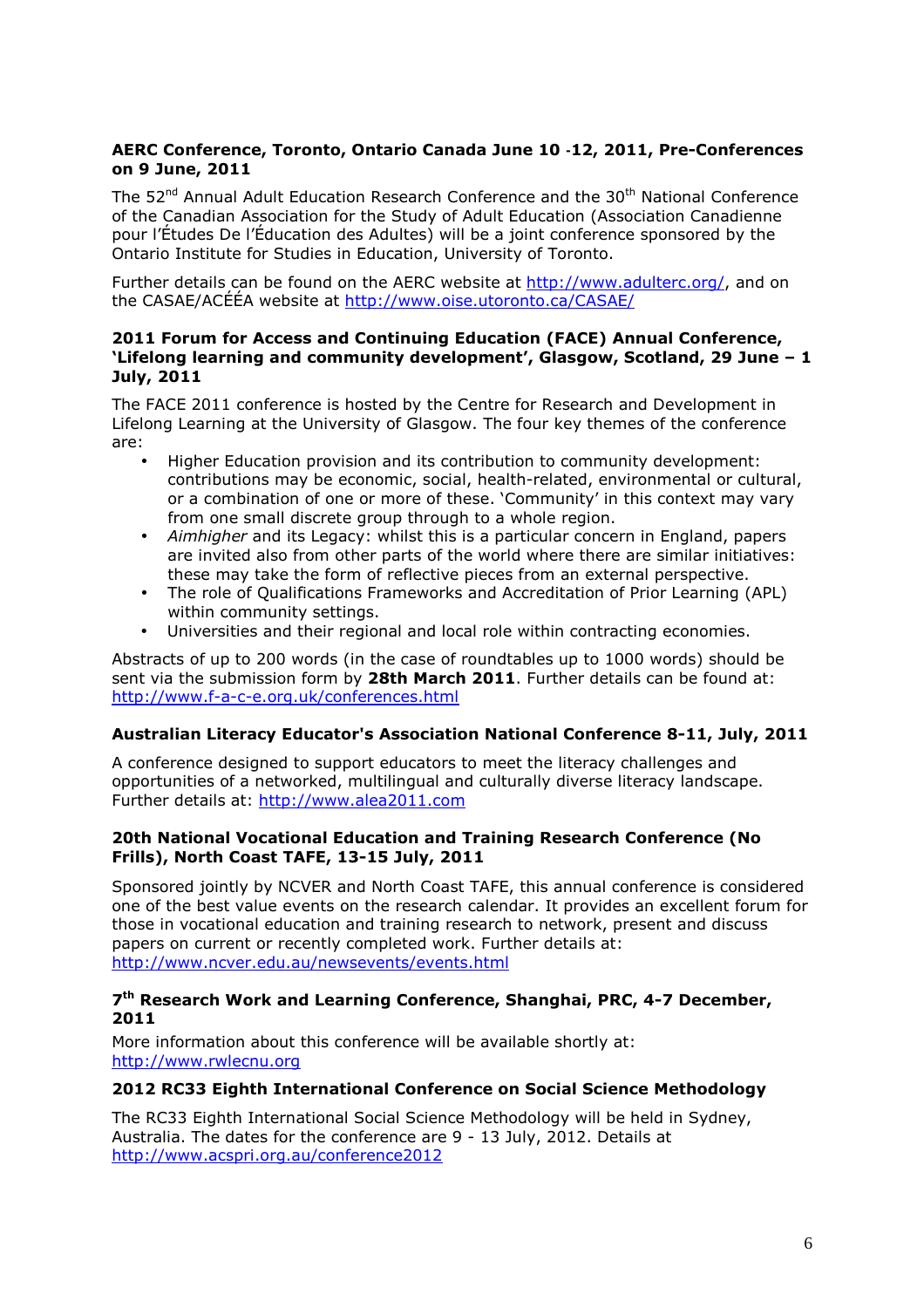**AERC Conference, Toronto, Ontario Canada June 10 -12, 2011, Pre-Conferences on 9 June, 2011**

The 52nd Annual Adult Education Research Conference and the 30th National Conference of the Canadian Association for the Study of Adult Education (Association Canadienne pour l'Études De l'Éducation des Adultes) will be a joint conference sponsored by the Ontario Institute for Studies in Education, University of Toronto.

Further details can be found on the AERC website at http://www.adulterc.org/, and on the CASAE/ACÉÉA website at http://www.oise.utoronto.ca/CASAE/

**2011 Forum for Access and Continuing Education (FACE) Annual Conference, 'Lifelong learning and community development', Glasgow, Scotland, 29 June – 1 July, 2011**

The FACE 2011 conference is hosted by the Centre for Research and Development in Lifelong Learning at the University of Glasgow. The four key themes of the conference are:

- Higher Education provision and its contribution to community development: contributions may be economic, social, health-related, environmental or cultural, or a combination of one or more of these. 'Community' in this context may vary from one small discrete group through to a whole region.
- *Aimhigher* and its Legacy: whilst this is a particular concern in England, papers are invited also from other parts of the world where there are similar initiatives: these may take the form of reflective pieces from an external perspective.
- The role of Qualifications Frameworks and Accreditation of Prior Learning (APL) within community settings.
- Universities and their regional and local role within contracting economies.

Abstracts of up to 200 words (in the case of roundtables up to 1000 words) should be sent via the submission form by **28th March 2011**. Further details can be found at: http://www.f-a-c-e.org.uk/conferences.html

**Australian Literacy Educator's Association National Conference 8-11, July, 2011**

A conference designed to support educators to meet the literacy challenges and opportunities of a networked, multilingual and culturally diverse literacy landscape. Further details at: http://www.alea2011.com

**20th National Vocational Education and Training Research Conference (No Frills), North Coast TAFE, 13-15 July, 2011**

Sponsored jointly by NCVER and North Coast TAFE, this annual conference is considered one of the best value events on the research calendar. It provides an excellent forum for those in vocational education and training research to network, present and discuss papers on current or recently completed work. Further details at: http://www.ncver.edu.au/newsevents/events.html

**7th Research Work and Learning Conference, Shanghai, PRC, 4-7 December, 2011**

More information about this conference will be available shortly at: http://www.rwlecnu.org

**2012 RC33 Eighth International Conference on Social Science Methodology**

The RC33 Eighth International Social Science Methodology will be held in Sydney, Australia. The dates for the conference are 9 - 13 July, 2012. Details at http://www.acspri.org.au/conference2012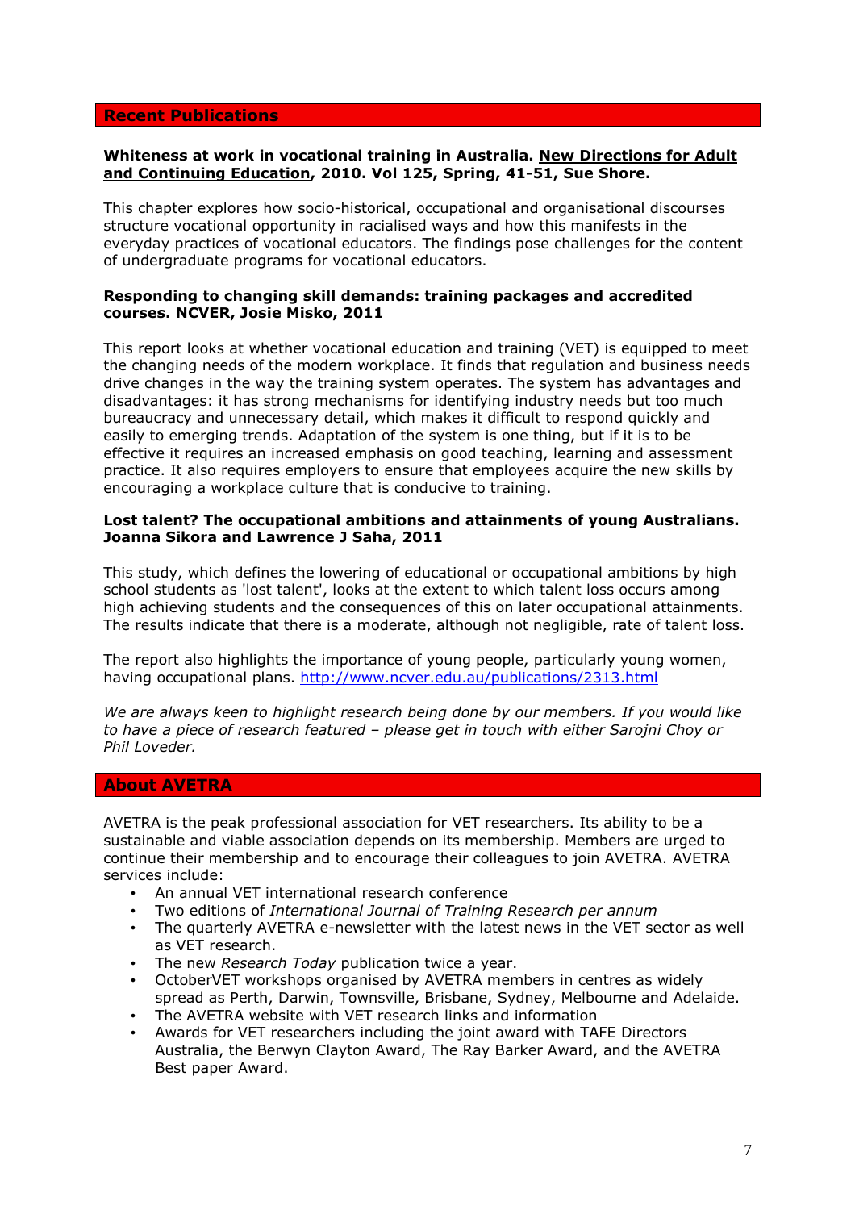## Recent Publications

**Whiteness at work in vocational training in Australia. <u>New Directions for Adult and Continuing Education</u>, 2010. Vol 125, Spring, 41-51, Sue Shore.**

This chapter explores how socio-historical, occupational and organisational discourses structure vocational opportunity in racialised ways and how this manifests in the everyday practices of vocational educators. The findings pose challenges for the content of undergraduate programs for vocational educators.

**Responding to changing skill demands: training packages and accredited courses. NCVER, Josie Misko, 2011**

This report looks at whether vocational education and training (VET) is equipped to meet the changing needs of the modern workplace. It finds that regulation and business needs drive changes in the way the training system operates. The system has advantages and disadvantages: it has strong mechanisms for identifying industry needs but too much bureaucracy and unnecessary detail, which makes it difficult to respond quickly and easily to emerging trends. Adaptation of the system is one thing, but if it is to be effective it requires an increased emphasis on good teaching, learning and assessment practice. It also requires employers to ensure that employees acquire the new skills by encouraging a workplace culture that is conducive to training.

**Lost talent? The occupational ambitions and attainments of young Australians. Joanna Sikora and Lawrence J Saha, 2011**

This study, which defines the lowering of educational or occupational ambitions by high school students as 'lost talent', looks at the extent to which talent loss occurs among high achieving students and the consequences of this on later occupational attainments. The results indicate that there is a moderate, although not negligible, rate of talent loss.

The report also highlights the importance of young people, particularly young women, having occupational plans. http://www.ncver.edu.au/publications/2313.html

*We are always keen to highlight research being done by our members. If you would like to have a piece of research featured – please get in touch with either Sarojni Choy or Phil Loveder.*

## About AVETRA

AVETRA is the peak professional association for VET researchers. Its ability to be a sustainable and viable association depends on its membership. Members are urged to continue their membership and to encourage their colleagues to join AVETRA. AVETRA services include:

- An annual VET international research conference
- Two editions of *International Journal of Training Research per annum*
- The quarterly AVETRA e-newsletter with the latest news in the VET sector as well as VET research.
- The new *Research Today* publication twice a year.
- OctoberVET workshops organised by AVETRA members in centres as widely spread as Perth, Darwin, Townsville, Brisbane, Sydney, Melbourne and Adelaide.
- The AVETRA website with VET research links and information
- Awards for VET researchers including the joint award with TAFE Directors Australia, the Berwyn Clayton Award, The Ray Barker Award, and the AVETRA Best paper Award.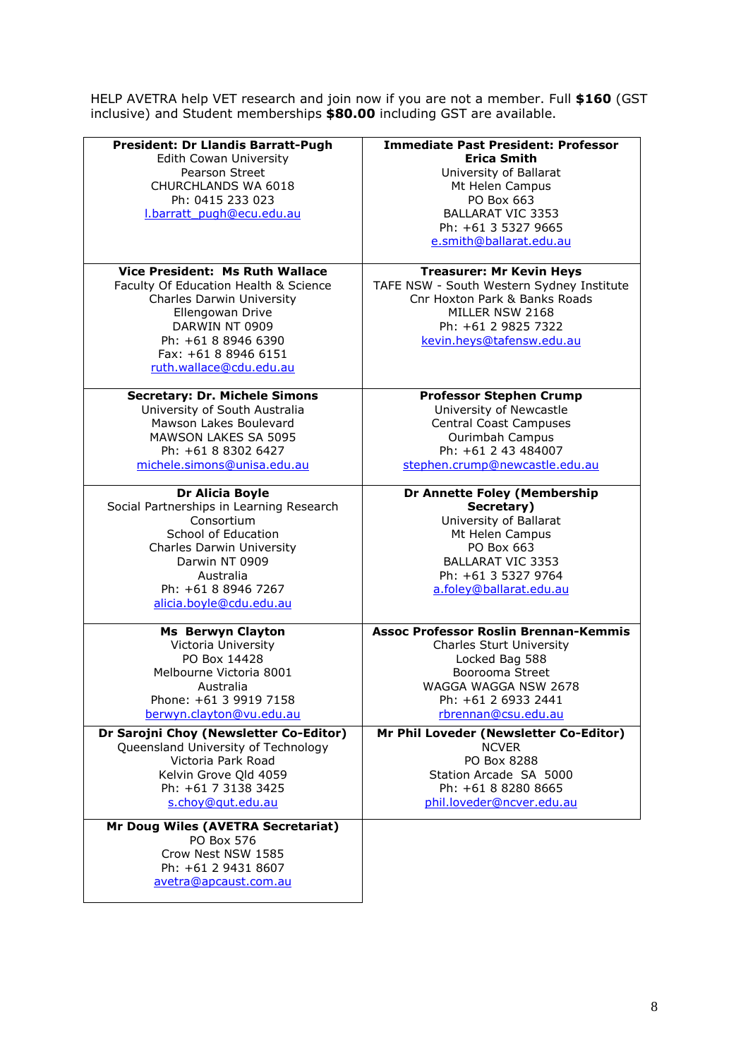HELP AVETRA help VET research and join now if you are not a member. Full **$160** (GST inclusive) and Student memberships **$80.00** including GST are available.

| | |
|---|---|
| **President: Dr Llandis Barratt-Pugh**<br>Edith Cowan University<br>Pearson Street<br>CHURCHLANDS WA 6018<br>Ph: 0415 233 023<br>l.barratt_pugh@ecu.edu.au | **Immediate Past President: Professor Erica Smith**<br>University of Ballarat<br>Mt Helen Campus<br>PO Box 663<br>BALLARAT VIC 3353<br>Ph: +61 3 5327 9665<br>e.smith@ballarat.edu.au |
| **Vice President: Ms Ruth Wallace**<br>Faculty Of Education Health & Science<br>Charles Darwin University<br>Ellengowan Drive<br>DARWIN NT 0909<br>Ph: +61 8 8946 6390<br>Fax: +61 8 8946 6151<br>ruth.wallace@cdu.edu.au | **Treasurer: Mr Kevin Heys**<br>TAFE NSW - South Western Sydney Institute<br>Cnr Hoxton Park & Banks Roads<br>MILLER NSW 2168<br>Ph: +61 2 9825 7322<br>kevin.heys@tafensw.edu.au |
| **Secretary: Dr. Michele Simons**<br>University of South Australia<br>Mawson Lakes Boulevard<br>MAWSON LAKES SA 5095<br>Ph: +61 8 8302 6427<br>michele.simons@unisa.edu.au | **Professor Stephen Crump**<br>University of Newcastle<br>Central Coast Campuses<br>Ourimbah Campus<br>Ph: +61 2 43 484007<br>stephen.crump@newcastle.edu.au |
| **Dr Alicia Boyle**<br>Social Partnerships in Learning Research Consortium<br>School of Education<br>Charles Darwin University<br>Darwin NT 0909<br>Australia<br>Ph: +61 8 8946 7267<br>alicia.boyle@cdu.edu.au | **Dr Annette Foley (Membership Secretary)**<br>University of Ballarat<br>Mt Helen Campus<br>PO Box 663<br>BALLARAT VIC 3353<br>Ph: +61 3 5327 9764<br>a.foley@ballarat.edu.au |
| **Ms Berwyn Clayton**<br>Victoria University<br>PO Box 14428<br>Melbourne Victoria 8001<br>Australia<br>Phone: +61 3 9919 7158<br>berwyn.clayton@vu.edu.au | **Assoc Professor Roslin Brennan-Kemmis**<br>Charles Sturt University<br>Locked Bag 588<br>Boorooma Street<br>WAGGA WAGGA NSW 2678<br>Ph: +61 2 6933 2441<br>rbrennan@csu.edu.au |
| **Dr Sarojni Choy (Newsletter Co-Editor)**<br>Queensland University of Technology<br>Victoria Park Road<br>Kelvin Grove Qld 4059<br>Ph: +61 7 3138 3425<br>s.choy@qut.edu.au | **Mr Phil Loveder (Newsletter Co-Editor)**<br>NCVER<br>PO Box 8288<br>Station Arcade SA 5000<br>Ph: +61 8 8280 8665<br>phil.loveder@ncver.edu.au |
| **Mr Doug Wiles (AVETRA Secretariat)**<br>PO Box 576<br>Crow Nest NSW 1585<br>Ph: +61 2 9431 8607<br>avetra@apcaust.com.au | |